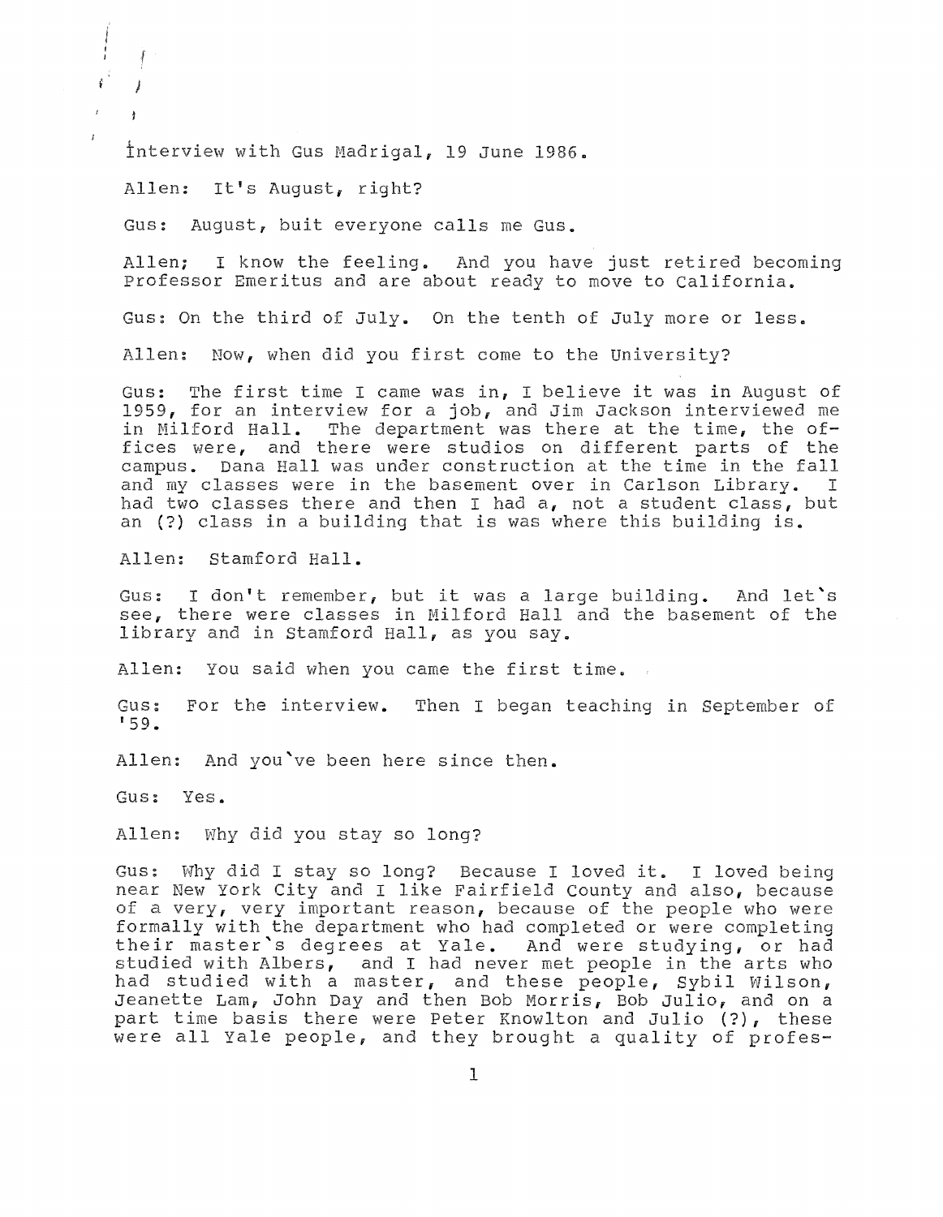Interview with Gus Madrigal, 19 June 1986.

Allen: It's August, right?

Gus: August, buit everyone calls me Gus.

Allen; I know the feeling. And you have just retired becoming Professor Emeritus and are about ready to move to California.

Gus: On the third of July. On the tenth of July more or less.

Allen: Now, when did you first come to the University?

Gus: The first time I came was in, I believe it was in August of 1959, for an interview for a job, and Jim Jackson interviewed me in Milford Hall. The department was there at the time, the offices were, and there were studios on different parts of the campus. Dana Hall was under construction at the time in the fall and my classes were in the basement over in Carlson Library. I had two classes there and then I had a, not a student class, but an (?) class in a building that is was where this building is.

Allen: Stamford Hall.

Gus: I don't remember, but it was a large building. And let's see, there were classes in Milford Hall and the basement of the library and in Stamford Hall, as you say.

Allen: You said when you came the first time.

Gus: For the interview. Then I began teaching in September of '59.

Allen: And you've been here since then.

Gus: Yes.

Allen: Why did you stay so long?

Gus: Why did I stay so long? Because I loved it. I loved being near New York City and I like Fairfield County and also, because of a very, very important reason, because of the people who were formally with the department who had completed or were completing their master's degrees at Yale. And were studying, or had studied with Albers, and I had never met people in the arts who had studied with a master, and these people, Sybil Wilson, Jeanette Lam, John Day and then Bob Morris, Bob Julio, and on a part time basis there were Peter Knowlton and Julio (?), these were all Yale people, and they brought a quality of profes-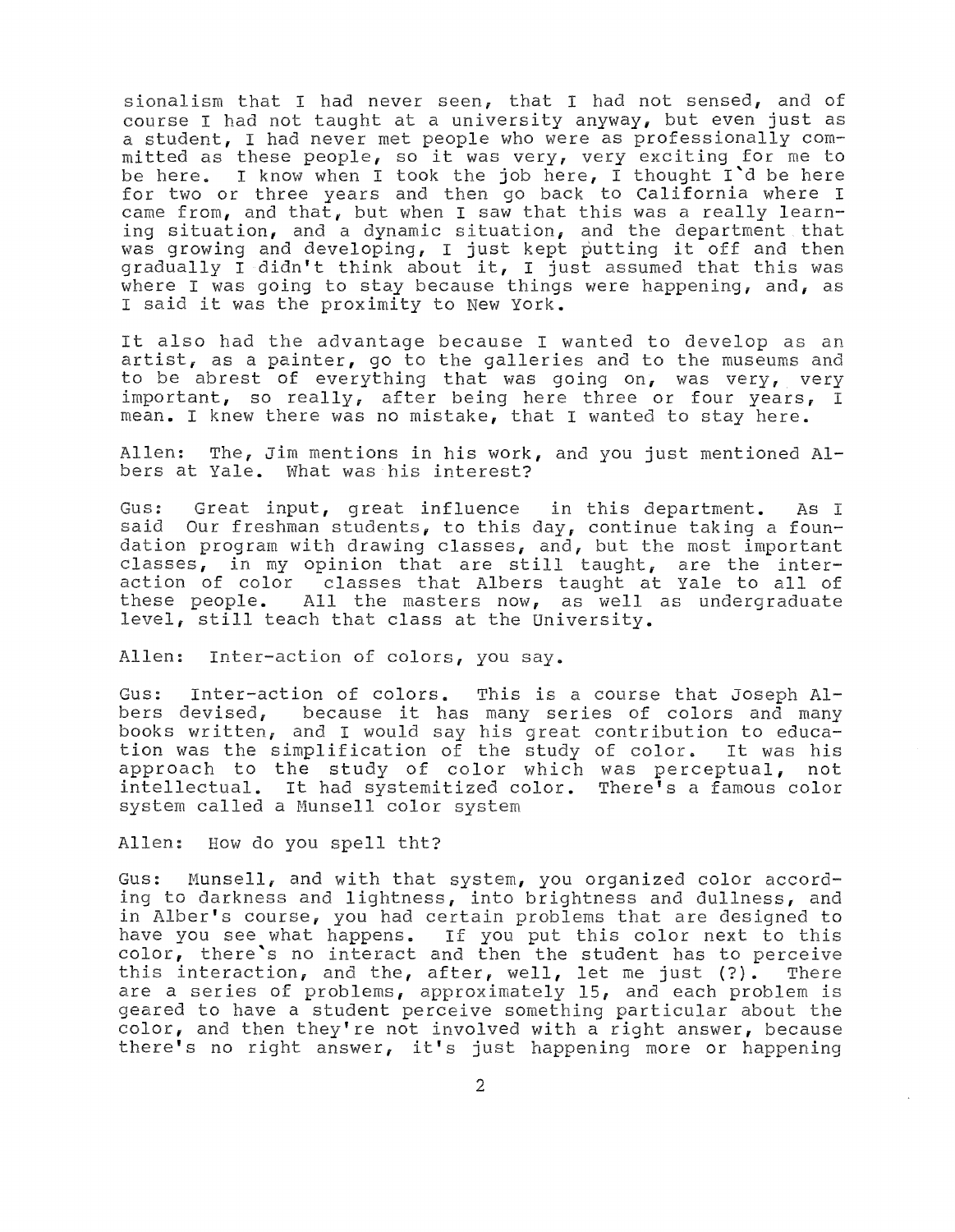sionalism that I had never seen, that I had not sensed, and of course I had not taught at a university anyway, but even just as a student, I had never met people who were as professionally committed as these people, so it was very, very exciting for me to be here. I know when I took the job here, I thought I'd be here for two or three years and then go back to California where I came from, and that, but when I saw that this was a really learning situation, and a dynamic situation, and the department that was growing and developing, I just kept putting it off and then gradually I didn't think about it, I just assumed that this was where I was going to stay because things were happening, and, as I said it was the proximity to New York.

It also had the advantage because I wanted to develop as an artist, as a painter, go to the galleries and to the museums and to be abrest of everything that was going on, was very, very important, so really, after being here three or four years, I mean. I knew there was no mistake, that I wanted to stay here.

Allen: The, Jim mentions in his work, and you just mentioned Albers at Yale. What was his interest?

Gus: Great input, great influence in this department. As I said Our freshman students, to this day, continue taking a foundation program with drawing classes, and, but the most important classes, in my opinion that are still taught, are the interaction of color classes that Albers taught at Yale to all of these people. All the masters now, as well as undergraduate level, still teach that class at the University.

Allen: Inter-action of colors, you say.

Gus: Inter-action of colors. This is a course that Joseph Albers devised, because it has many series of colors and many books written, and I would say his great contribution to education was the simplification of the study of color. It was his approach to the study of color which was perceptual, not intellectual. It had systemitized color. There's a famous color system called a Munsell color system

Allen: How do you spell tht?

Gus: Munsell, and with that system, you organized color according to darkness and lightness, into brightness and dullness, and in Alber's course, you had certain problems that are designed to have you see what happens. If you put this color next to this color, there's no interact and then the student has to perceive this interaction, and the, after, well, let me just (?). There are a series of problems, approximately 15, and each problem is geared to have a student perceive something particular about the color, and then they're not involved with a right answer, because there's no right answer, it's just happening more or happening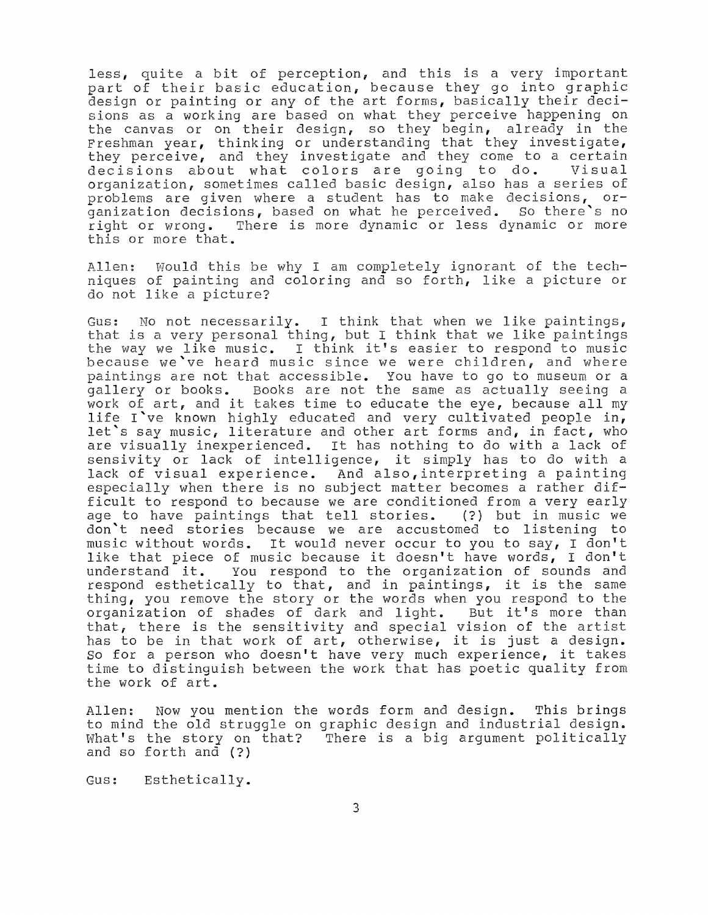less, quite a bit of perception, and this is a very important part of their basic education, because they go into graphic design or painting or any of the art forms, basically their decisions as a working are based on what they perceive happening on the canvas or on their design, so they begin, already in the Freshman year, thinking or understanding that they investigate, they perceive, and they investigate and they come to a certain decisions about what colors are going to do. Visual organization, sometimes called basic design, also has a series of problems are given where a student has to make decisions, organization decisions, based on what he perceived. So there's no right or wrong. There is more dynamic or less dynamic or more this or more that.

Allen: Would this be why I am completely ignorant of the techniques of painting and coloring and so forth, like a picture or do not like a picture?

Gus: No not necessarily. I think that when we like paintings, that is a very personal thing, but I think that we like paintings the way we like music. I think it's easier to respond to music because we've heard music since we were children, and where paintings are not that accessible. You have to go to museum or a gallery or books. Books are not the same as actually seeing a work of art, and it takes time to educate the eye, because all my life I've known highly educated and very cultivated people in, let's say music, literature and other art forms and, in fact, who are visually inexperienced. It has nothing to do with a lack of sensivity or lack of intelligence, it simply has to do with a lack of visual experience. And also,interpreting a painting especially when there is no subject matter becomes a rather difficult to respond to because we are conditioned from a very early age to have paintings that tell stories. (?) but in music we don't need stories because we are accustomed to listening to music without words. It would never occur to you to say, I don't like that piece of music because it doesn't have words, I don't understand it. You respond to the organization of sounds and respond esthetically to that, and in paintings, it is the same thing, you remove the story or the words when you respond to the organization of shades of dark and light. But it's more than that, there is the sensitivity and special vision of the artist has to be in that work of art, otherwise, it is just a design. So for a person who doesn't have very much experience, it takes time to distinguish between the work that has poetic quality from the work of art.

Allen: Now you mention the words form and design. This brings to mind the old struggle on graphic design and industrial design. What's the story on that? There is a big argument politically and so forth and (?)

Gus: Esthetically.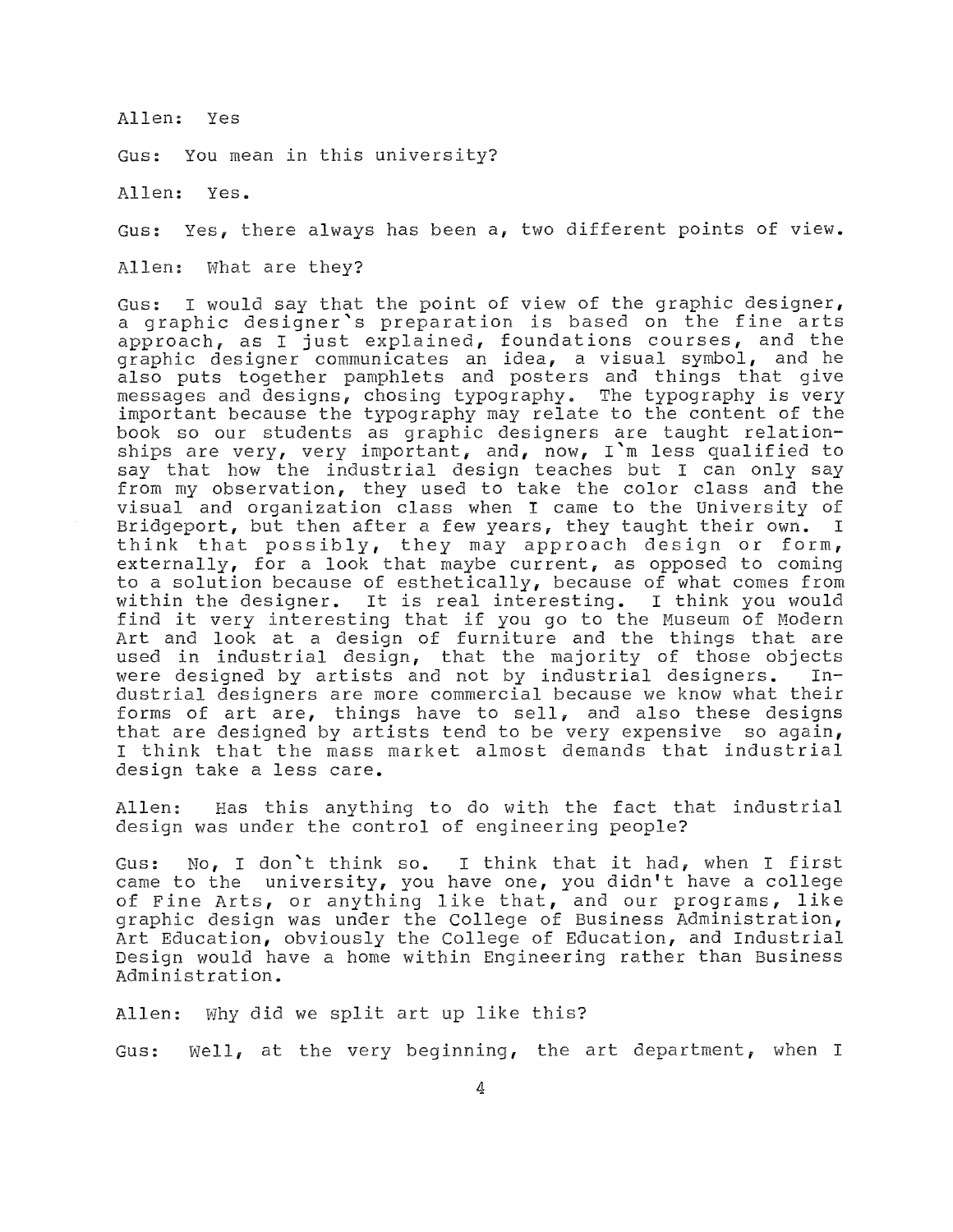Allen: Yes

Gus: You mean in this university?

Allen: Yes.

Gus: Yes, there always has been a, two different points of view.

Allen: What are they?

Gus: I would say that the point of view of the graphic designer, a graphic designer's preparation is based on the fine arts approach, as I just explained, foundations courses, and the graphic designer communicates an idea, a visual symbol, and he also puts together pamphlets and posters and things that give messages and designs, chosing typography. The typography is very important because the typography may relate to the content of the book so our students as graphic designers are taught relationships are very, very important, and, now, I'm less qualified to say that how the industrial design teaches but I can only say from my observation, they used to take the color class and the visual and organization class when I came to the University of Bridgeport, but then after a few years, they taught their own. I think that possibly, they may approach design or form, externally, for a look that maybe current, as opposed to coming to a solution because of esthetically, because of what comes from within the designer. It is real interesting. I think you would find it very interesting that if you go to the Museum of Modern Art and look at a design of furniture and the things that are used in industrial design, that the majority of those objects were designed by artists and not by industrial designers. Industrial designers are more commercial because we know what their forms of art are, things have to sell, and also these designs that are designed by artists tend to be very expensive so again, I think that the mass market almost demands that industrial design take a less care.

Allen: Has this anything to do with the fact that industrial design was under the control of engineering people?

Gus: No, I don't think so. I think that it had, when I first came to the university, you have one, you didn't have a college of Fine Arts, or anything like that, and our programs, like graphic design was under the College of Business Administration, Art Education, obviously the College of Education, and Industrial Design would have a home within Engineering rather than Business Administration.

Allen: Why did we split art up like this?

Gus: Well, at the very beginning, the art department, when I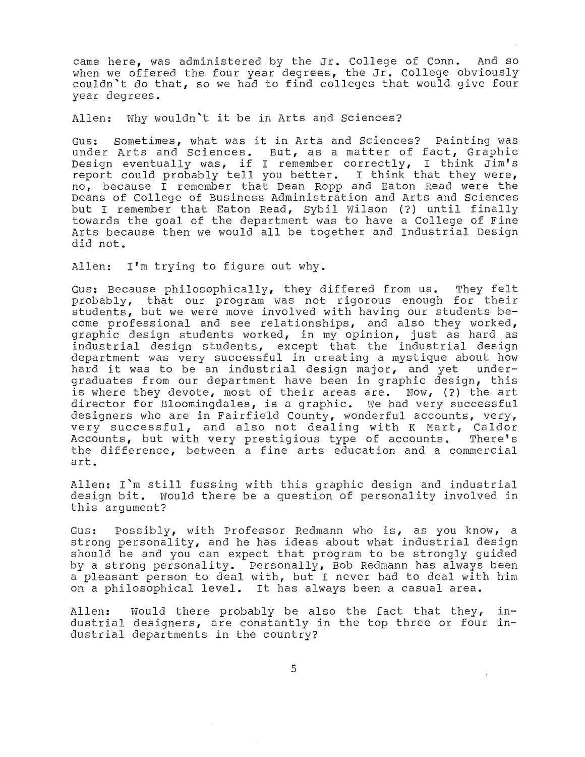came here, was administered by the Jr. College of Conn. And so when we offered the four year degrees, the Jr. College obviously couldn't do that, so we had to find colleges that would give four year degrees.

Allen: Why wouldn't it be in Arts and Sciences?

Gus: Sometimes, what was it in Arts and Sciences? Painting was under Arts and Sciences. But, as a matter of fact, Graphic Design eventually was, if I remember correctly, I think Jim's report could probably tell you better. I think that they were, no, because I remember that Dean Ropp and Eaton Read were the Deans of College of Business Administration and Arts and Sciences but I remember that Eaton Read, Sybil Wilson (?) until finally towards the goal of the department was to have a College of Fine Arts because then we would all be together and Industrial Design did not.

Allen: I'm trying to figure out why.

Gus: Because philosophically, they differed from us. They felt probably, that our program was not rigorous enough for their students, but we were move involved with having our students become professional and see relationships, and also they worked, graphic design students worked, in my opinion, just as hard as industrial design students, except that the industrial design department was very successful in creating a mystique about how hard it was to be an industrial design major, and yet undergraduates from our department have been in graphic design, this is where they devote, most of their areas are. Now, (?) the art director for Bloomingdales, is a graphic. We had very successful designers who are in Fairfield County, wonderful accounts, very, very successful, and also not dealing with K Mart, Caldor Accounts, but with very prestigious type of accounts. There's the difference, between a fine arts education and a commercial art.

Allen: I'm still fussing with this graphic design and industrial design bit. Would there be a question of personality involved in this argument?

Gus: Possibly, with Professor Redmann who is, as you know, a strong personality, and he has ideas about what industrial design should be and you can expect that program to be strongly guided by a strong personality. Personally, Bob Redmann has always been a pleasant person to deal with, but I never had to deal with him on a philosophical level. It has always been a casual area.

Allen: Would there probably be also the fact that they, industrial designers, are constantly in the top three or four industrial departments in the country?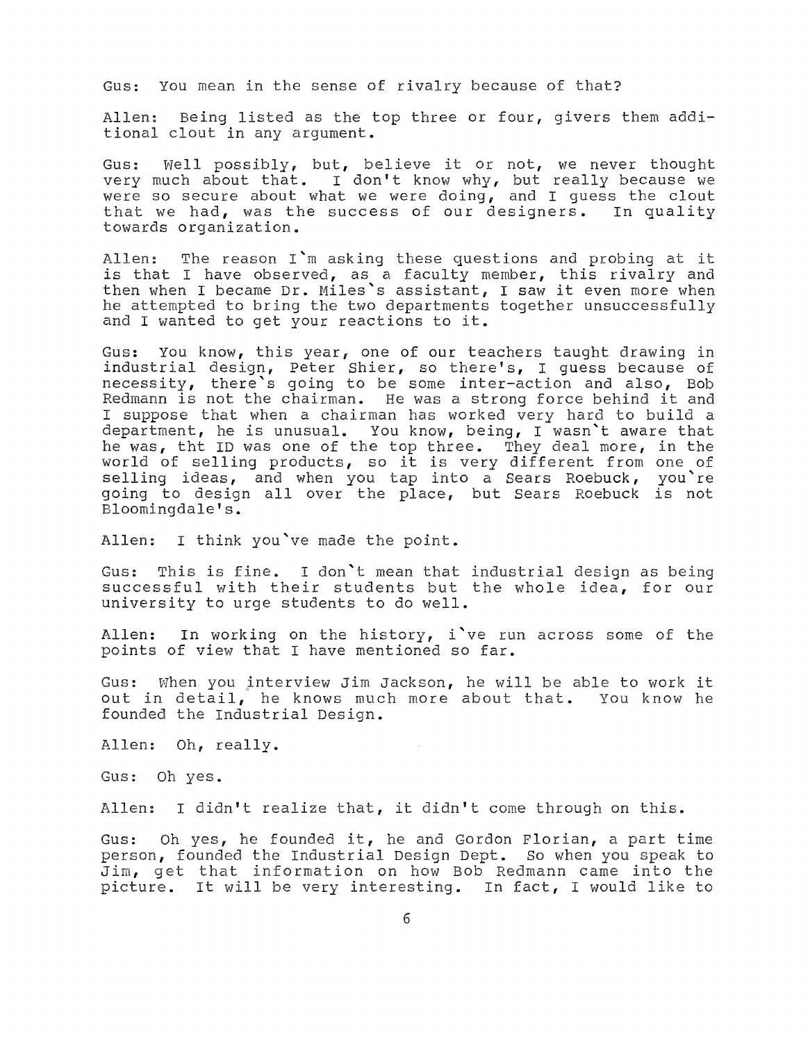Gus: You mean in the sense of rivalry because of that?

Allen: Being listed as the top three or four, givers them additional clout in any argument.

Gus: Well possibly, but, believe it or not, we never thought very much about that. I don't know why, but really because we were so secure about what we were doing, and I guess the clout that we had, was the success of our designers. In quality towards organization.

Allen: The reason I`m asking these questions and probing at it is that I have observed, as a faculty member, this rivalry and then when I became Dr. Miles`s assistant, I saw it even more when he attempted to bring the two departments together unsuccessfully and I wanted to get your reactions to it.

Gus: You know, this year, one of our teachers taught drawing in industrial design, Peter Shier, so there's, I guess because of necessity, there`s going to be some inter-action and also, Bob Redmann is not the chairman. He was a strong force behind it and I suppose that when a chairman has worked very hard to build a department, he is unusual. You know, being, I wasn`t aware that he was, tht ID was one of the top three. They deal more, in the world of selling products, so it is very different from one of selling ideas, and when you tap into a Sears Roebuck, you`re going to design all over the place, but Sears Roebuck is not Bloomingdale's.

Allen: I think you`ve made the point.

Gus: This is fine. I don`t mean that industrial design as being successful with their students but the whole idea, for our university to urge students to do well.

Allen: In working on the history, i`ve run across some of the points of view that I have mentioned so far.

Gus: When you interview Jim Jackson, he will be able to work it out in detail, he knows much more about that. You know he founded the Industrial Design.

Allen: Oh, really.

Gus: Oh yes.

Allen: I didn't realize that, it didn't come through on this.

Gus: Oh yes, he founded it, he and Gordon Florian, a part time person, founded the Industrial Design Dept. So when you speak to Jim, get that information on how Bob Redmann came into the picture. It will be very interesting. In fact, I would like to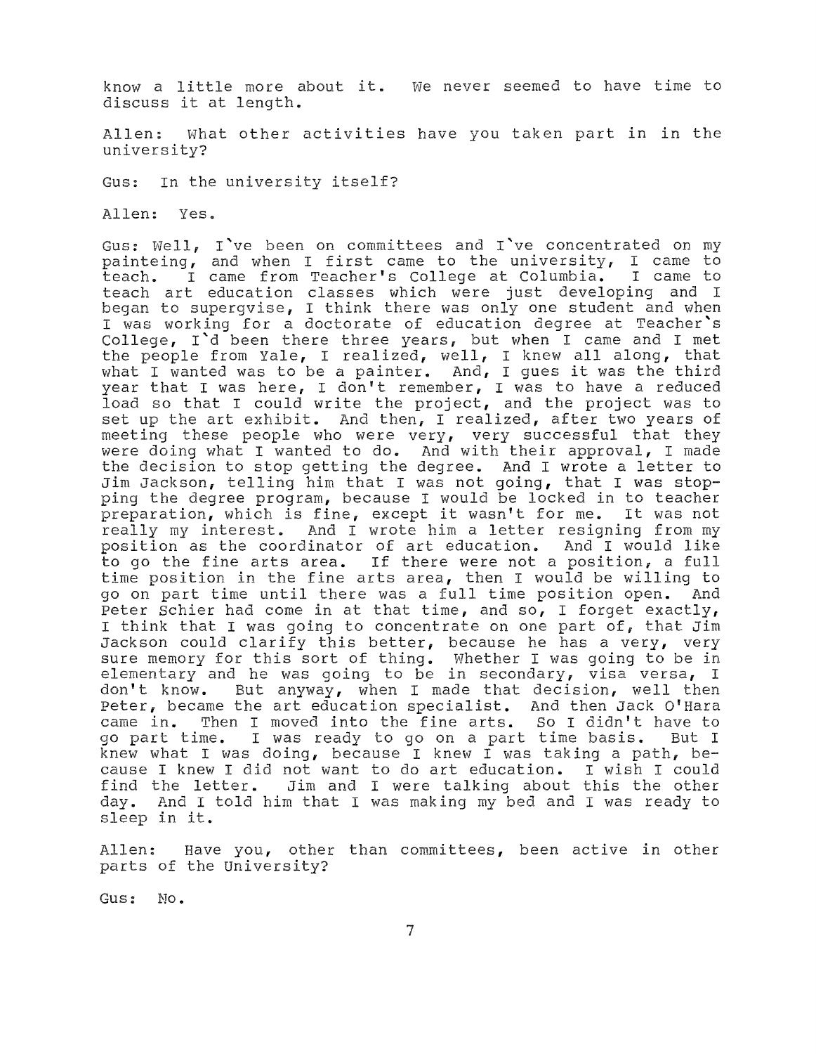know a little more about it. We never seemed to have time to discuss it at length.

Allen: What other activities have you taken part in in the university?

Gus: In the university itself?

Allen: Yes.

Gus: Well, I've been on committees and I've concentrated on my painteing, and when I first came to the university, I came to teach. I came from Teacher's College at Columbia. I came to teach art education classes which were just developing and I began to supergvise, I think there was only one student and when I was working for a doctorate of education degree at Teacher's College, I'd been there three years, but when I came and I met the people from Yale, I realized, well, I knew all along, that what I wanted was to be a painter. And, I gues it was the third year that I was here, I don't remember, I was to have a reduced load so that I could write the project, and the project was to set up the art exhibit. And then, I realized, after two years of meeting these people who were very, very successful that they were doing what I wanted to do. And with their approval, I made the decision to stop getting the degree. And I wrote a letter to Jim Jackson, telling him that I was not going, that I was stopping the degree program, because I would be locked in to teacher preparation, which is fine, except it wasn't for me. It was not really my interest. And I wrote him a letter resigning from my position as the coordinator of art education. And I would like to go the fine arts area. If there were not a position, a full time position in the fine arts area, then I would be willing to go on part time until there was a full time position open. And Peter Schier had come in at that time, and so, I forget exactly, I think that I was going to concentrate on one part of, that Jim Jackson could clarify this better, because he has a very, very sure memory for this sort of thing. Whether I was going to be in elementary and he was going to be in secondary, visa versa, I don't know. But anyway, when I made that decision, well then Peter, became the art education specialist. And then Jack O'Hara came in. Then I moved into the fine arts. So I didn't have to go part time. I was ready to go on a part time basis. But I knew what I was doing, because I knew I was taking a path, because I knew I did not want to do art education. I wish I could find the letter. Jim and I were talking about this the other day. And I told him that I was making my bed and I was ready to sleep in it.

Allen: Have you, other than committees, been active in other parts of the University?

Gus: No.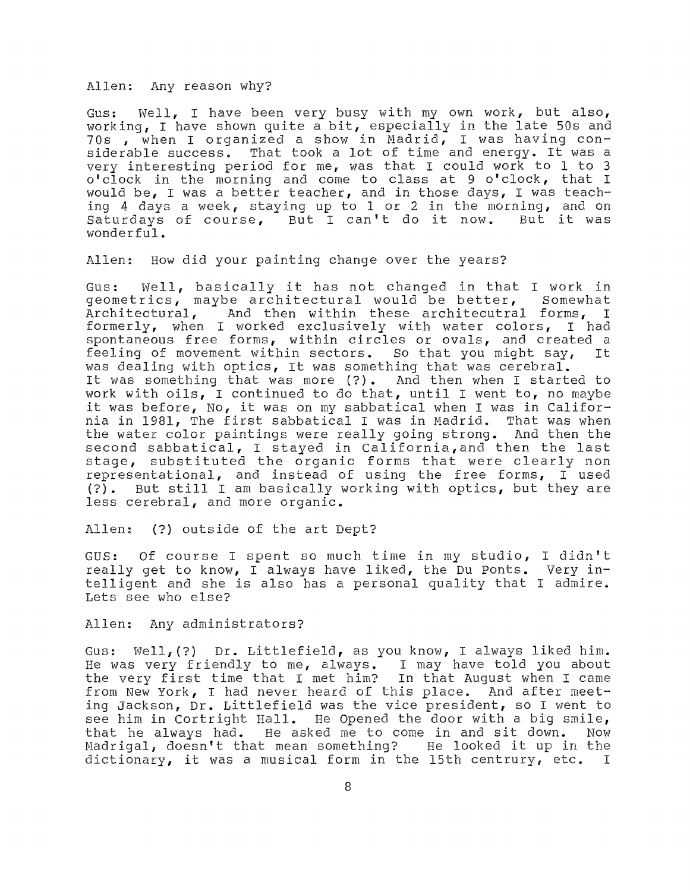Allen: Any reason why?

Gus: Well, I have been very busy with my own work, but also, working, I have shown quite a bit, especially in the late 50s and 70s , when I organized a show in Madrid, I was having considerable success. That took a lot of time and energy. It was a very interesting period for me, was that I could work to 1 to 3 o'clock in the morning and come to class at 9 o'clock, that I would be, I was a better teacher, and in those days, I was teaching 4 days a week, staying up to 1 or 2 in the morning, and on Saturdays of course, But I can't do it now. But it was wonderful.

Allen: How did your painting change over the years?

Gus: Well, basically it has not changed in that I work in geometrics, maybe architectural would be better, Somewhat Architectural, And then within these architecutral forms, I formerly, when I worked exclusively with water colors, I had spontaneous free forms, within circles or ovals, and created a feeling of movement within sectors. So that you might say, It was dealing with optics, It was something that was cerebral. It was something that was more (?). And then when I started to work with oils, I continued to do that, until I went to, no maybe it was before, No, it was on my sabbatical when I was in California in 1981, The first sabbatical I was in Madrid. That was when the water color paintings were really going strong. And then the second sabbatical, I stayed in California,and then the last stage, substituted the organic forms that were clearly non representational, and instead of using the free forms, I used (?). But still I am basically working with optics, but they are less cerebral, and more organic.

Allen: (?) outside of the art Dept?

GUS: Of course I spent so much time in my studio, I didn't really get to know, I always have liked, the Du Ponts. Very intelligent and she is also has a personal quality that I admire. Lets see who else?

Allen: Any administrators?

Gus: Well,(?) Dr. Littlefield, as you know, I always liked him. He was very friendly to me, always. I may have told you about the very first time that I met him? In that August when I came from New York, I had never heard of this place. And after meeting Jackson, Dr. Littlefield was the vice president, so I went to see him in Cortright Hall. He Opened the door with a big smile, that he always had. He asked me to come in and sit down. Now Madrigal, doesn't that mean something? He looked it up in the dictionary, it was a musical form in the 15th centrury, etc. I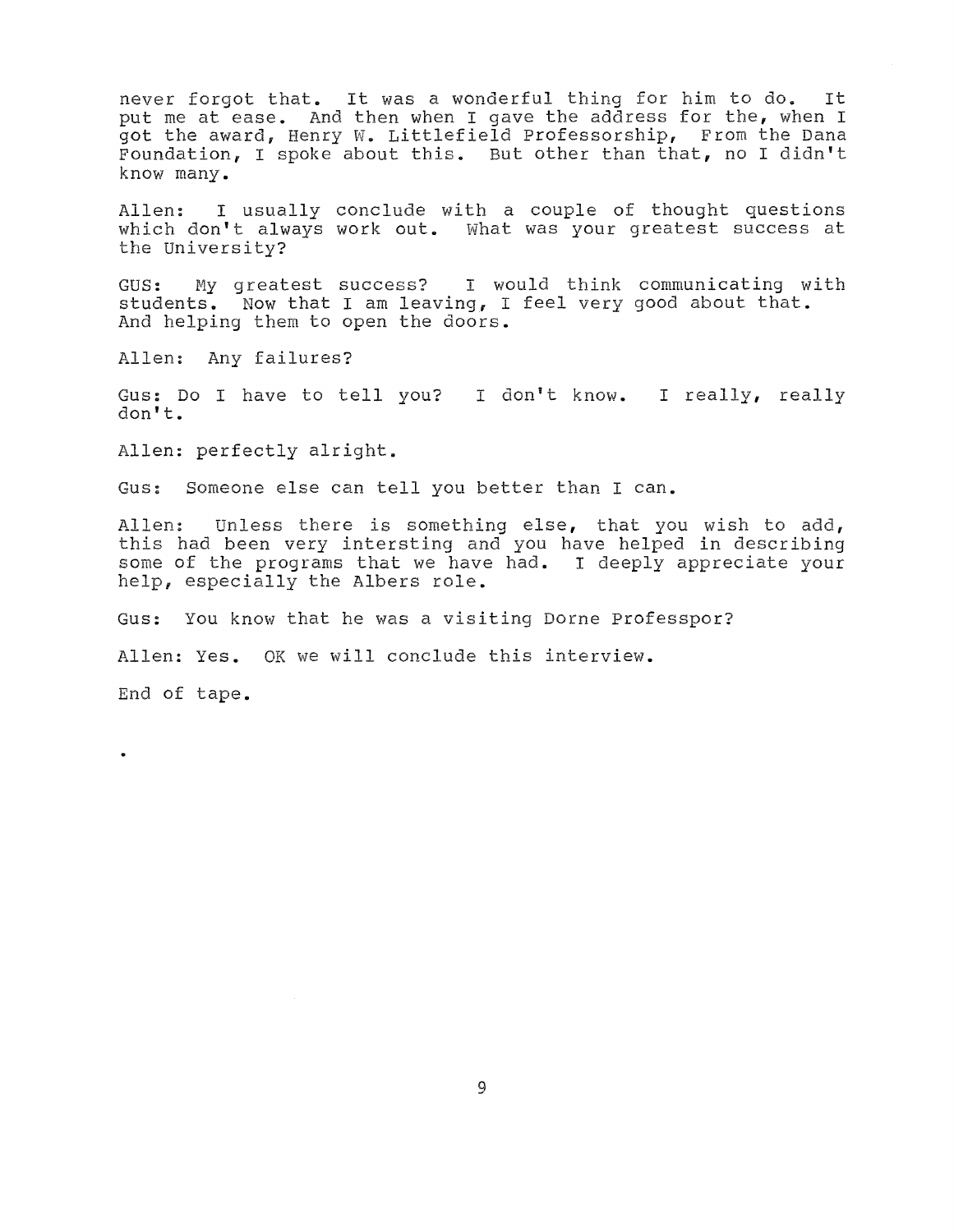never forgot that. It was a wonderful thing for him to do. It put me at ease. And then when I gave the address for the, when I got the award, Henry W. Littlefield Professorship, From the Dana Foundation, I spoke about this. But other than that, no I didn't know many.

Allen: I usually conclude with a couple of thought questions which don't always work out. What was your greatest success at the University?

GUS: My greatest success? I would think communicating with students. Now that I am leaving, I feel very good about that. And helping them to open the doors.

Allen: Any failures?

Gus: Do I have to tell you? I don't know. I really, really don't.

Allen: perfectly alright.

Gus: Someone else can tell you better than I can.

Allen: Unless there is something else, that you wish to add, this had been very intersting and you have helped in describing some of the programs that we have had. I deeply appreciate your help, especially the Albers role.

Gus: You know that he was a visiting Dorne Professpor?

Allen: Yes. OK we will conclude this interview.

End of tape.